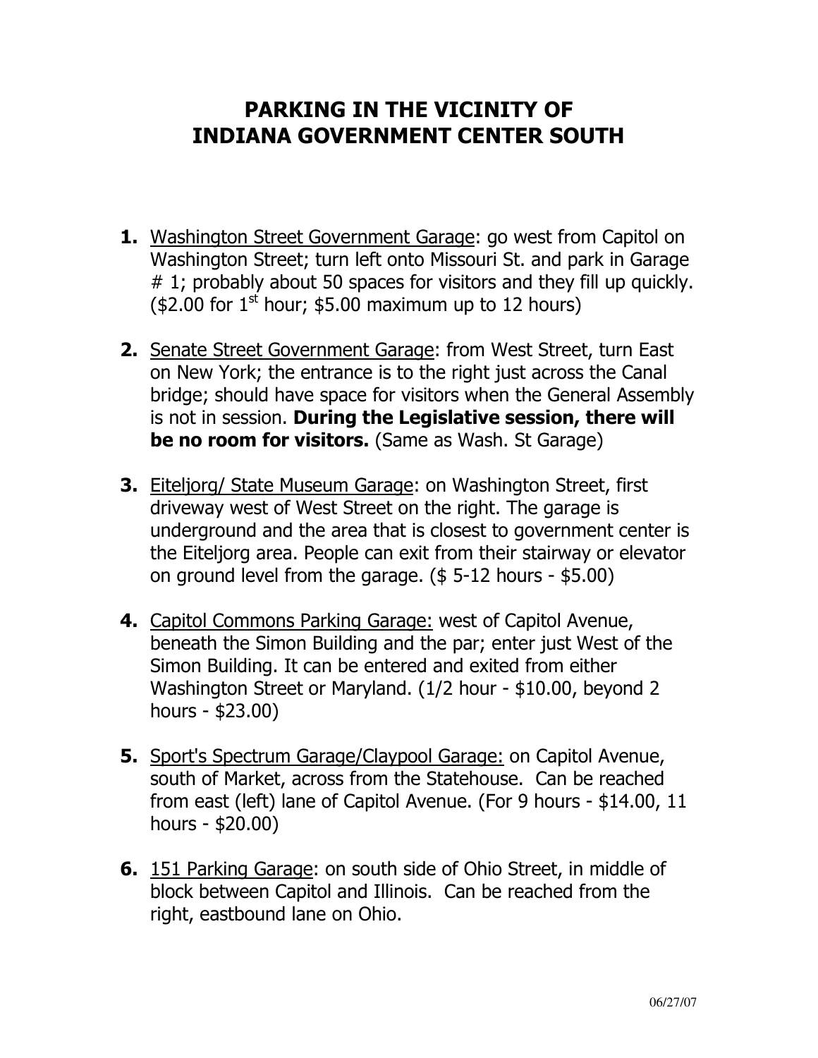# PARKING IN THE VICINITY OF INDIANA GOVERNMENT CENTER SOUTH

1. Washington Street Government Garage: go west from Capitol on Washington Street; turn left onto Missouri St. and park in Garage # 1; probably about 50 spaces for visitors and they fill up quickly. ($2.00 for 1st hour; $5.00 maximum up to 12 hours)

2. Senate Street Government Garage: from West Street, turn East on New York; the entrance is to the right just across the Canal bridge; should have space for visitors when the General Assembly is not in session. **During the Legislative session, there will be no room for visitors.** (Same as Wash. St Garage)

3. Eiteljorg/ State Museum Garage: on Washington Street, first driveway west of West Street on the right. The garage is underground and the area that is closest to government center is the Eiteljorg area. People can exit from their stairway or elevator on ground level from the garage. ($ 5-12 hours - $5.00)

4. Capitol Commons Parking Garage: west of Capitol Avenue, beneath the Simon Building and the par; enter just West of the Simon Building. It can be entered and exited from either Washington Street or Maryland. (1/2 hour - $10.00, beyond 2 hours - $23.00)

5. Sport's Spectrum Garage/Claypool Garage: on Capitol Avenue, south of Market, across from the Statehouse. Can be reached from east (left) lane of Capitol Avenue. (For 9 hours - $14.00, 11 hours - $20.00)

6. 151 Parking Garage: on south side of Ohio Street, in middle of block between Capitol and Illinois. Can be reached from the right, eastbound lane on Ohio.

06/27/07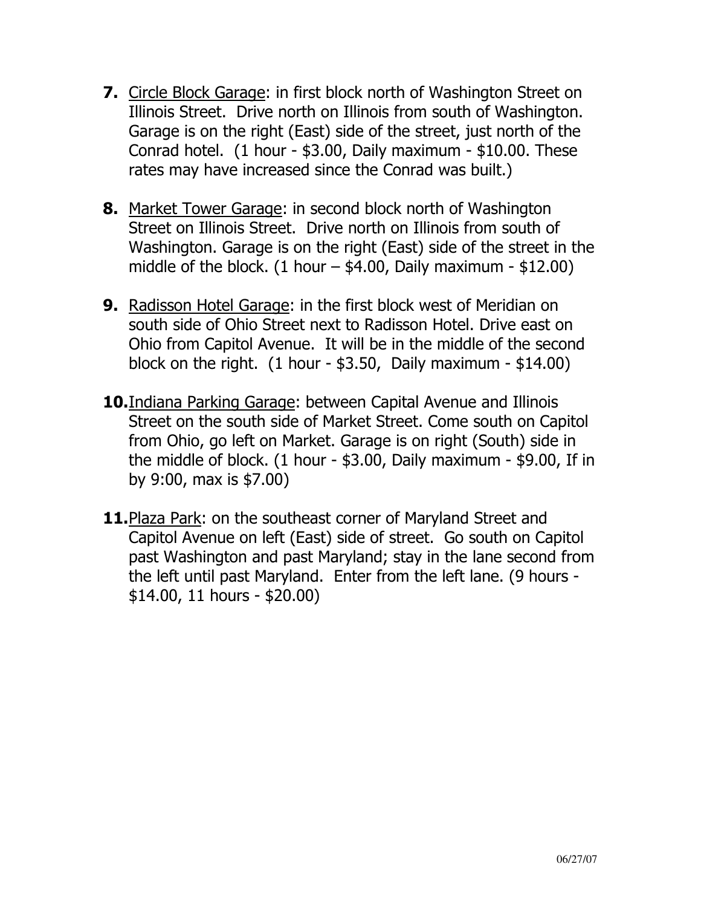7. <u>Circle Block Garage</u>: in first block north of Washington Street on Illinois Street. Drive north on Illinois from south of Washington. Garage is on the right (East) side of the street, just north of the Conrad hotel. (1 hour - $3.00, Daily maximum - $10.00. These rates may have increased since the Conrad was built.)

8. <u>Market Tower Garage</u>: in second block north of Washington Street on Illinois Street. Drive north on Illinois from south of Washington. Garage is on the right (East) side of the street in the middle of the block. (1 hour – $4.00, Daily maximum - $12.00)

9. <u>Radisson Hotel Garage</u>: in the first block west of Meridian on south side of Ohio Street next to Radisson Hotel. Drive east on Ohio from Capitol Avenue. It will be in the middle of the second block on the right. (1 hour - $3.50, Daily maximum - $14.00)

10. <u>Indiana Parking Garage</u>: between Capital Avenue and Illinois Street on the south side of Market Street. Come south on Capitol from Ohio, go left on Market. Garage is on right (South) side in the middle of block. (1 hour - $3.00, Daily maximum - $9.00, If in by 9:00, max is $7.00)

11. <u>Plaza Park</u>: on the southeast corner of Maryland Street and Capitol Avenue on left (East) side of street. Go south on Capitol past Washington and past Maryland; stay in the lane second from the left until past Maryland. Enter from the left lane. (9 hours - $14.00, 11 hours - $20.00)

06/27/07